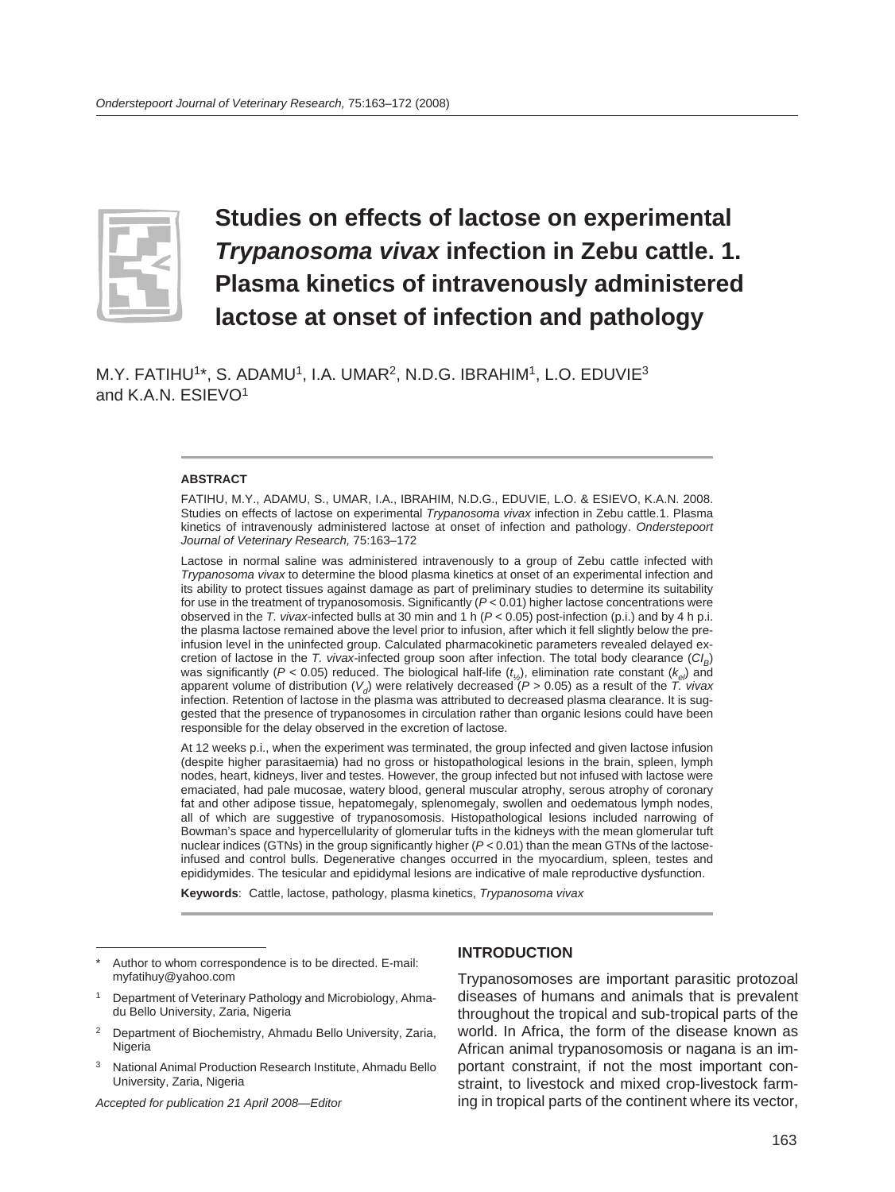# Studies on effects of lactose on experimental *Trypanosoma vivax* infection in Zebu cattle. 1. Plasma kinetics of intravenously administered lactose at onset of infection and pathology

M.Y. FATIHU[1]*, S. ADAMU[1], I.A. UMAR[2], N.D.G. IBRAHIM[1], L.O. EDUVIE[3] and K.A.N. ESIEVO[1]

**ABSTRACT**

FATIHU, M.Y., ADAMU, S., UMAR, I.A., IBRAHIM, N.D.G., EDUVIE, L.O. & ESIEVO, K.A.N. 2008. Studies on effects of lactose on experimental *Trypanosoma vivax* infection in Zebu cattle.1. Plasma kinetics of intravenously administered lactose at onset of infection and pathology. *Onderstepoort Journal of Veterinary Research,* 75:163–172

Lactose in normal saline was administered intravenously to a group of Zebu cattle infected with *Trypanosoma vivax* to determine the blood plasma kinetics at onset of an experimental infection and its ability to protect tissues against damage as part of preliminary studies to determine its suitability for use in the treatment of trypanosomosis. Significantly ($P < 0.01$) higher lactose concentrations were observed in the *T. vivax*-infected bulls at 30 min and 1 h ($P < 0.05$) post-infection (p.i.) and by 4 h p.i. the plasma lactose remained above the level prior to infusion, after which it fell slightly below the pre-infusion level in the uninfected group. Calculated pharmacokinetic parameters revealed delayed excretion of lactose in the *T. vivax*-infected group soon after infection. The total body clearance ($Cl_B$) was significantly ($P < 0.05$) reduced. The biological half-life ($t_{½}$), elimination rate constant ($k_{el}$) and apparent volume of distribution ($V_d$) were relatively decreased ($P > 0.05$) as a result of the *T. vivax* infection. Retention of lactose in the plasma was attributed to decreased plasma clearance. It is suggested that the presence of trypanosomes in circulation rather than organic lesions could have been responsible for the delay observed in the excretion of lactose.

At 12 weeks p.i., when the experiment was terminated, the group infected and given lactose infusion (despite higher parasitaemia) had no gross or histopathological lesions in the brain, spleen, lymph nodes, heart, kidneys, liver and testes. However, the group infected but not infused with lactose were emaciated, had pale mucosae, watery blood, general muscular atrophy, serous atrophy of coronary fat and other adipose tissue, hepatomegaly, splenomegaly, swollen and oedematous lymph nodes, all of which are suggestive of trypanosomosis. Histopathological lesions included narrowing of Bowman's space and hypercellularity of glomerular tufts in the kidneys with the mean glomerular tuft nuclear indices (GTNs) in the group significantly higher ($P < 0.01$) than the mean GTNs of the lactose-infused and control bulls. Degenerative changes occurred in the myocardium, spleen, testes and epididymides. The tesicular and epididymal lesions are indicative of male reproductive dysfunction.

**Keywords**: Cattle, lactose, pathology, plasma kinetics, *Trypanosoma vivax*

## INTRODUCTION

Trypanosomoses are important parasitic protozoal diseases of humans and animals that is prevalent throughout the tropical and sub-tropical parts of the world. In Africa, the form of the disease known as African animal trypanosomosis or nagana is an important constraint, if not the most important constraint, to livestock and mixed crop-livestock farming in tropical parts of the continent where its vector,

---

\* Author to whom correspondence is to be directed. E-mail: myfatihuy@yahoo.com

[1] Department of Veterinary Pathology and Microbiology, Ahmadu Bello University, Zaria, Nigeria

[2] Department of Biochemistry, Ahmadu Bello University, Zaria, Nigeria

[3] National Animal Production Research Institute, Ahmadu Bello University, Zaria, Nigeria

*Accepted for publication 21 April 2008—Editor*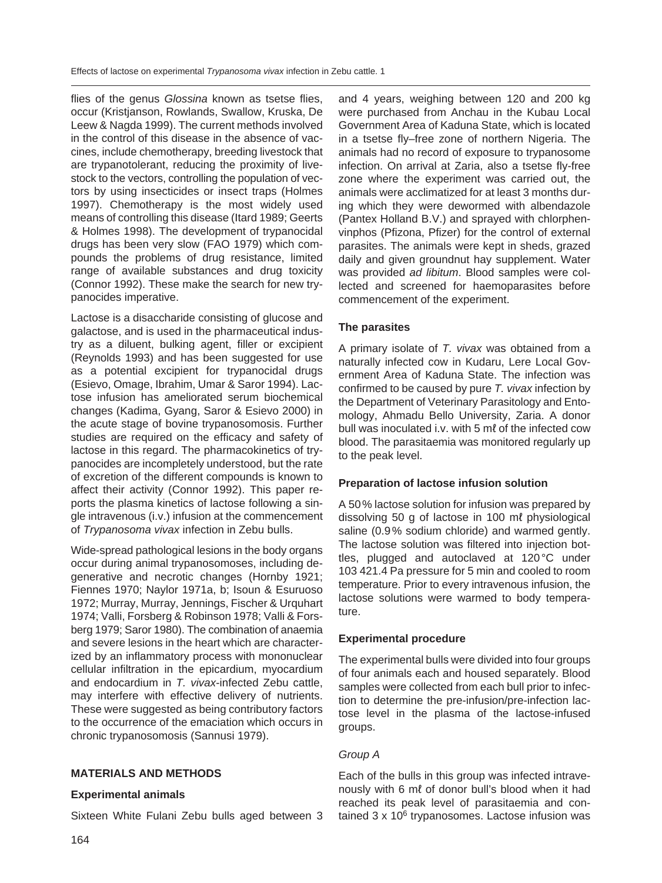flies of the genus *Glossina* known as tsetse flies, occur (Kristjanson, Rowlands, Swallow, Kruska, De Leew & Nagda 1999). The current methods involved in the control of this disease in the absence of vaccines, include chemotherapy, breeding livestock that are trypanotolerant, reducing the proximity of livestock to the vectors, controlling the population of vectors by using insecticides or insect traps (Holmes 1997). Chemotherapy is the most widely used means of controlling this disease (Itard 1989; Geerts & Holmes 1998). The development of trypanocidal drugs has been very slow (FAO 1979) which compounds the problems of drug resistance, limited range of available substances and drug toxicity (Connor 1992). These make the search for new trypanocides imperative.

Lactose is a disaccharide consisting of glucose and galactose, and is used in the pharmaceutical industry as a diluent, bulking agent, filler or excipient (Reynolds 1993) and has been suggested for use as a potential excipient for trypanocidal drugs (Esievo, Omage, Ibrahim, Umar & Saror 1994). Lactose infusion has ameliorated serum biochemical changes (Kadima, Gyang, Saror & Esievo 2000) in the acute stage of bovine trypanosomosis. Further studies are required on the efficacy and safety of lactose in this regard. The pharmacokinetics of trypanocides are incompletely understood, but the rate of excretion of the different compounds is known to affect their activity (Connor 1992). This paper reports the plasma kinetics of lactose following a single intravenous (i.v.) infusion at the commencement of *Trypanosoma vivax* infection in Zebu bulls.

Wide-spread pathological lesions in the body organs occur during animal trypanosomoses, including degenerative and necrotic changes (Hornby 1921; Fiennes 1970; Naylor 1971a, b; Isoun & Esuruoso 1972; Murray, Murray, Jennings, Fischer & Urquhart 1974; Valli, Forsberg & Robinson 1978; Valli & Forsberg 1979; Saror 1980). The combination of anaemia and severe lesions in the heart which are characterized by an inflammatory process with mononuclear cellular infiltration in the epicardium, myocardium and endocardium in *T. vivax*-infected Zebu cattle, may interfere with effective delivery of nutrients. These were suggested as being contributory factors to the occurrence of the emaciation which occurs in chronic trypanosomosis (Sannusi 1979).

## MATERIALS AND METHODS

### Experimental animals

Sixteen White Fulani Zebu bulls aged between 3 and 4 years, weighing between 120 and 200 kg were purchased from Anchau in the Kubau Local Government Area of Kaduna State, which is located in a tsetse fly–free zone of northern Nigeria. The animals had no record of exposure to trypanosome infection. On arrival at Zaria, also a tsetse fly-free zone where the experiment was carried out, the animals were acclimatized for at least 3 months during which they were dewormed with albendazole (Pantex Holland B.V.) and sprayed with chlorphenvinphos (Pfizona, Pfizer) for the control of external parasites. The animals were kept in sheds, grazed daily and given groundnut hay supplement. Water was provided *ad libitum*. Blood samples were collected and screened for haemoparasites before commencement of the experiment.

### The parasites

A primary isolate of *T. vivax* was obtained from a naturally infected cow in Kudaru, Lere Local Government Area of Kaduna State. The infection was confirmed to be caused by pure *T. vivax* infection by the Department of Veterinary Parasitology and Entomology, Ahmadu Bello University, Zaria. A donor bull was inoculated i.v. with 5 mℓ of the infected cow blood. The parasitaemia was monitored regularly up to the peak level.

### Preparation of lactose infusion solution

A 50 % lactose solution for infusion was prepared by dissolving 50 g of lactose in 100 mℓ physiological saline (0.9 % sodium chloride) and warmed gently. The lactose solution was filtered into injection bottles, plugged and autoclaved at 120 °C under 103 421.4 Pa pressure for 5 min and cooled to room temperature. Prior to every intravenous infusion, the lactose solutions were warmed to body temperature.

### Experimental procedure

The experimental bulls were divided into four groups of four animals each and housed separately. Blood samples were collected from each bull prior to infection to determine the pre-infusion/pre-infection lactose level in the plasma of the lactose-infused groups.

*Group A*

Each of the bulls in this group was infected intravenously with 6 mℓ of donor bull's blood when it had reached its peak level of parasitaemia and contained $3 \times 10^6$ trypanosomes. Lactose infusion was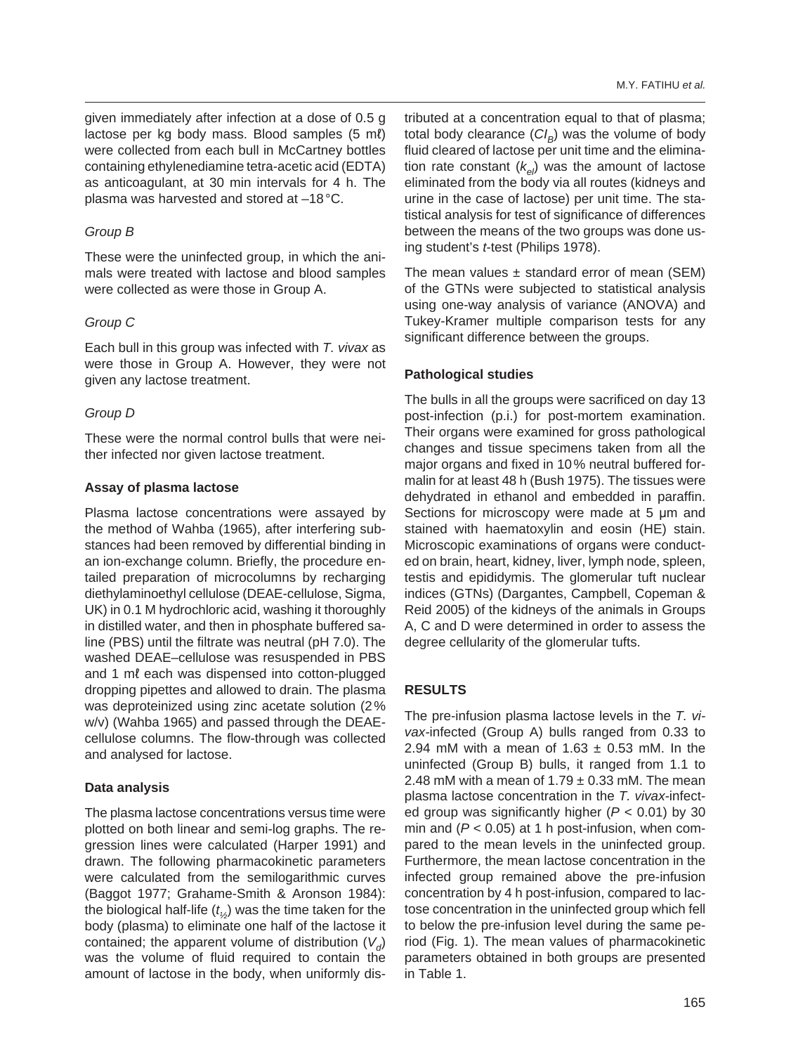given immediately after infection at a dose of 0.5 g lactose per kg body mass. Blood samples (5 mℓ) were collected from each bull in McCartney bottles containing ethylenediamine tetra-acetic acid (EDTA) as anticoagulant, at 30 min intervals for 4 h. The plasma was harvested and stored at –18 °C.

*Group B*

These were the uninfected group, in which the animals were treated with lactose and blood samples were collected as were those in Group A.

*Group C*

Each bull in this group was infected with *T. vivax* as were those in Group A. However, they were not given any lactose treatment.

*Group D*

These were the normal control bulls that were neither infected nor given lactose treatment.

**Assay of plasma lactose**

Plasma lactose concentrations were assayed by the method of Wahba (1965), after interfering substances had been removed by differential binding in an ion-exchange column. Briefly, the procedure entailed preparation of microcolumns by recharging diethylaminoethyl cellulose (DEAE-cellulose, Sigma, UK) in 0.1 M hydrochloric acid, washing it thoroughly in distilled water, and then in phosphate buffered saline (PBS) until the filtrate was neutral (pH 7.0). The washed DEAE–cellulose was resuspended in PBS and 1 mℓ each was dispensed into cotton-plugged dropping pipettes and allowed to drain. The plasma was deproteinized using zinc acetate solution (2 % w/v) (Wahba 1965) and passed through the DEAE-cellulose columns. The flow-through was collected and analysed for lactose.

**Data analysis**

The plasma lactose concentrations versus time were plotted on both linear and semi-log graphs. The regression lines were calculated (Harper 1991) and drawn. The following pharmacokinetic parameters were calculated from the semilogarithmic curves (Baggot 1977; Grahame-Smith & Aronson 1984): the biological half-life ($t_{½}$) was the time taken for the body (plasma) to eliminate one half of the lactose it contained; the apparent volume of distribution ($V_d$) was the volume of fluid required to contain the amount of lactose in the body, when uniformly distributed at a concentration equal to that of plasma; total body clearance ($Cl_B$) was the volume of body fluid cleared of lactose per unit time and the elimination rate constant ($k_{el}$) was the amount of lactose eliminated from the body via all routes (kidneys and urine in the case of lactose) per unit time. The statistical analysis for test of significance of differences between the means of the two groups was done using student's *t*-test (Philips 1978).

The mean values ± standard error of mean (SEM) of the GTNs were subjected to statistical analysis using one-way analysis of variance (ANOVA) and Tukey-Kramer multiple comparison tests for any significant difference between the groups.

**Pathological studies**

The bulls in all the groups were sacrificed on day 13 post-infection (p.i.) for post-mortem examination. Their organs were examined for gross pathological changes and tissue specimens taken from all the major organs and fixed in 10 % neutral buffered formalin for at least 48 h (Bush 1975). The tissues were dehydrated in ethanol and embedded in paraffin. Sections for microscopy were made at 5 µm and stained with haematoxylin and eosin (HE) stain. Microscopic examinations of organs were conducted on brain, heart, kidney, liver, lymph node, spleen, testis and epididymis. The glomerular tuft nuclear indices (GTNs) (Dargantes, Campbell, Copeman & Reid 2005) of the kidneys of the animals in Groups A, C and D were determined in order to assess the degree cellularity of the glomerular tufts.

## RESULTS

The pre-infusion plasma lactose levels in the *T. vivax*-infected (Group A) bulls ranged from 0.33 to 2.94 mM with a mean of 1.63 ± 0.53 mM. In the uninfected (Group B) bulls, it ranged from 1.1 to 2.48 mM with a mean of 1.79 ± 0.33 mM. The mean plasma lactose concentration in the *T. vivax*-infected group was significantly higher ($P < 0.01$) by 30 min and ($P < 0.05$) at 1 h post-infusion, when compared to the mean levels in the uninfected group. Furthermore, the mean lactose concentration in the infected group remained above the pre-infusion concentration by 4 h post-infusion, compared to lactose concentration in the uninfected group which fell to below the pre-infusion level during the same period (Fig. 1). The mean values of pharmacokinetic parameters obtained in both groups are presented in Table 1.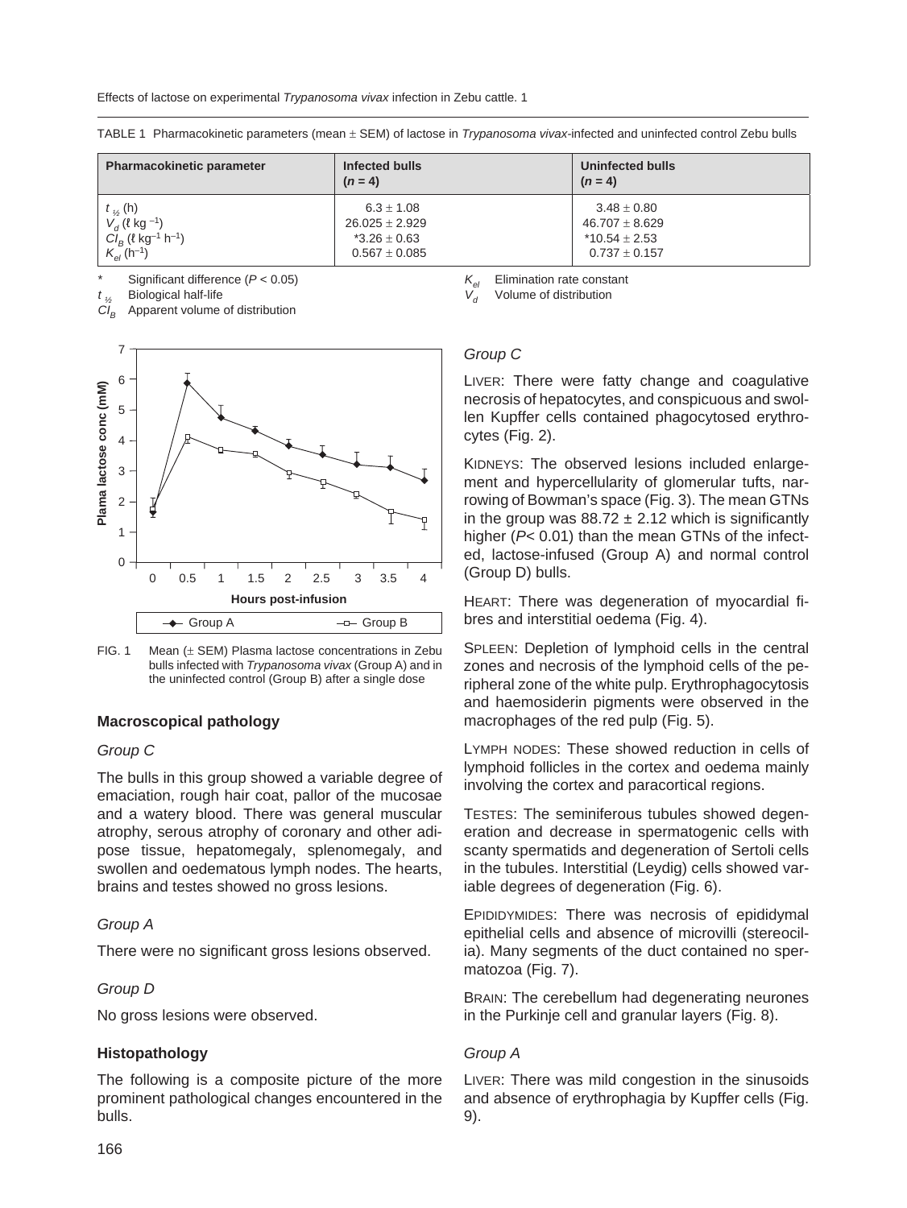TABLE 1 Pharmacokinetic parameters (mean ± SEM) of lactose in *Trypanosoma vivax*-infected and uninfected control Zebu bulls

| Pharmacokinetic parameter | Infected bulls ($n$ = 4) | Uninfected bulls ($n$ = 4) |
|---|---|---|
| $t_{½}$ (h) | 6.3 ± 1.08 | 3.48 ± 0.80 |
| $V_d$ (ℓ kg$^{-1}$) | 26.025 ± 2.929 | 46.707 ± 8.629 |
| $Cl_B$ (ℓ kg$^{-1}$ h$^{-1}$) | *3.26 ± 0.63 | *10.54 ± 2.53 |
| $K_{el}$ (h$^{-1}$) | 0.567 ± 0.085 | 0.737 ± 0.157 |

\* Significant difference ($P$ < 0.05)
$t_{½}$ Biological half-life
$Cl_B$ Apparent volume of distribution
$K_{el}$ Elimination rate constant
$V_d$ Volume of distribution

Plama lactose conc (mM)
7
6
5
4
3
2
1
0
0 0.5 1 1.5 2 2.5 3 3.5 4
Hours post-infusion
Group A Group B

FIG. 1 Mean (± SEM) Plasma lactose concentrations in Zebu bulls infected with *Trypanosoma vivax* (Group A) and in the uninfected control (Group B) after a single dose

### Macroscopical pathology

*Group C*

The bulls in this group showed a variable degree of emaciation, rough hair coat, pallor of the mucosae and a watery blood. There was general muscular atrophy, serous atrophy of coronary and other adipose tissue, hepatomegaly, splenomegaly, and swollen and oedematous lymph nodes. The hearts, brains and testes showed no gross lesions.

*Group A*

There were no significant gross lesions observed.

*Group D*

No gross lesions were observed.

### Histopathology

The following is a composite picture of the more prominent pathological changes encountered in the bulls.

*Group C*

LIVER: There were fatty change and coagulative necrosis of hepatocytes, and conspicuous and swollen Kupffer cells contained phagocytosed erythrocytes (Fig. 2).

KIDNEYS: The observed lesions included enlargement and hypercellularity of glomerular tufts, narrowing of Bowman's space (Fig. 3). The mean GTNs in the group was 88.72 ± 2.12 which is significantly higher ($P$< 0.01) than the mean GTNs of the infected, lactose-infused (Group A) and normal control (Group D) bulls.

HEART: There was degeneration of myocardial fibres and interstitial oedema (Fig. 4).

SPLEEN: Depletion of lymphoid cells in the central zones and necrosis of the lymphoid cells of the peripheral zone of the white pulp. Erythrophagocytosis and haemosiderin pigments were observed in the macrophages of the red pulp (Fig. 5).

LYMPH NODES: These showed reduction in cells of lymphoid follicles in the cortex and oedema mainly involving the cortex and paracortical regions.

TESTES: The seminiferous tubules showed degeneration and decrease in spermatogenic cells with scanty spermatids and degeneration of Sertoli cells in the tubules. Interstitial (Leydig) cells showed variable degrees of degeneration (Fig. 6).

EPIDIDYMIDES: There was necrosis of epididymal epithelial cells and absence of microvilli (stereocilia). Many segments of the duct contained no spermatozoa (Fig. 7).

BRAIN: The cerebellum had degenerating neurones in the Purkinje cell and granular layers (Fig. 8).

*Group A*

LIVER: There was mild congestion in the sinusoids and absence of erythrophagia by Kupffer cells (Fig. 9).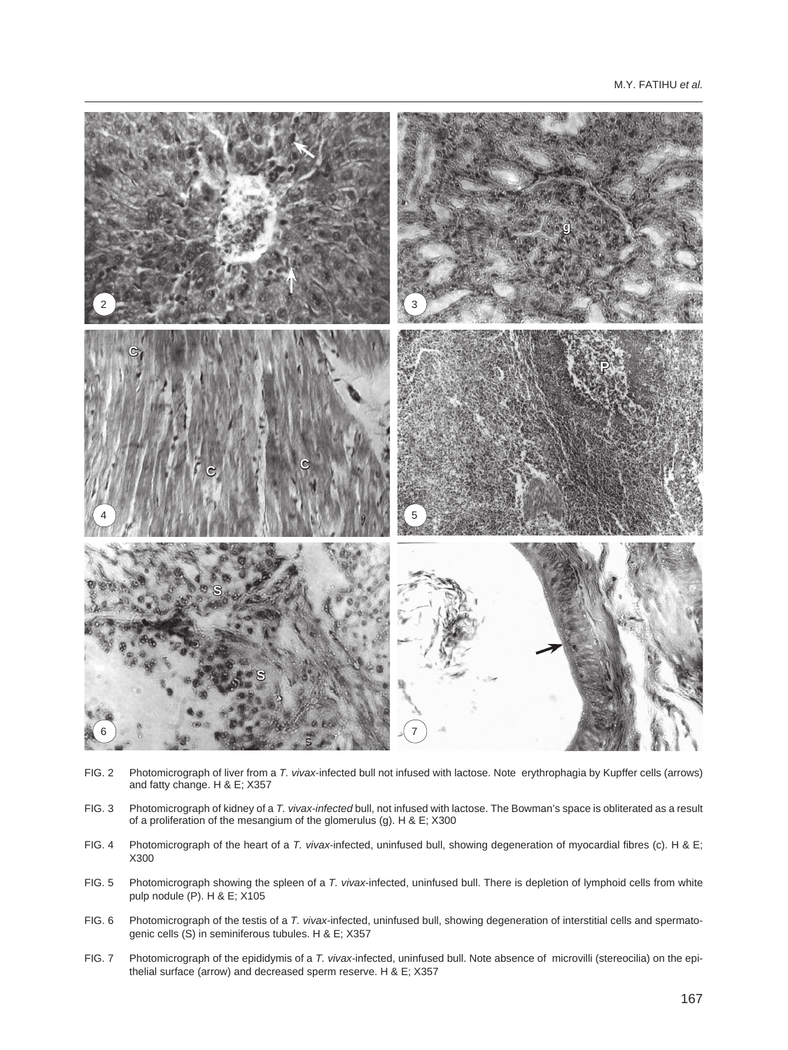FIG. 2 Photomicrograph of liver from a *T. vivax*-infected bull not infused with lactose. Note erythrophagia by Kupffer cells (arrows) and fatty change. H & E; X357

FIG. 3 Photomicrograph of kidney of a *T. vivax-infected* bull, not infused with lactose. The Bowman's space is obliterated as a result of a proliferation of the mesangium of the glomerulus (g). H & E; X300

FIG. 4 Photomicrograph of the heart of a *T. vivax*-infected, uninfused bull, showing degeneration of myocardial fibres (c). H & E; X300

FIG. 5 Photomicrograph showing the spleen of a *T. vivax*-infected, uninfused bull. There is depletion of lymphoid cells from white pulp nodule (P). H & E; X105

FIG. 6 Photomicrograph of the testis of a *T. vivax*-infected, uninfused bull, showing degeneration of interstitial cells and spermatogenic cells (S) in seminiferous tubules. H & E; X357

FIG. 7 Photomicrograph of the epididymis of a *T. vivax*-infected, uninfused bull. Note absence of microvilli (stereocilia) on the epithelial surface (arrow) and decreased sperm reserve. H & E; X357